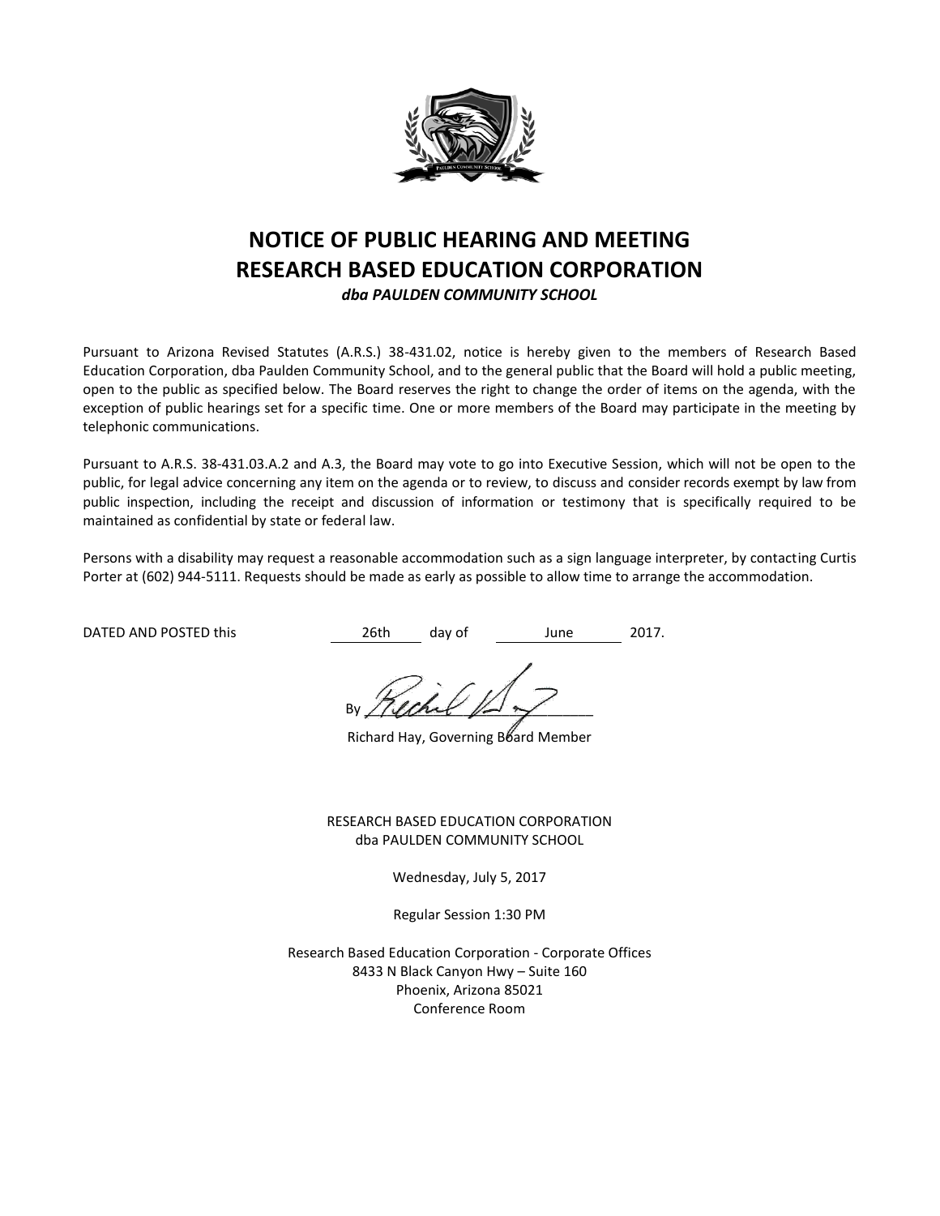# NOTICE OF PUBLIC HEARING AND MEETING
# RESEARCH BASED EDUCATION CORPORATION

***dba PAULDEN COMMUNITY SCHOOL***

Pursuant to Arizona Revised Statutes (A.R.S.) 38-431.02, notice is hereby given to the members of Research Based Education Corporation, dba Paulden Community School, and to the general public that the Board will hold a public meeting, open to the public as specified below. The Board reserves the right to change the order of items on the agenda, with the exception of public hearings set for a specific time. One or more members of the Board may participate in the meeting by telephonic communications.

Pursuant to A.R.S. 38-431.03.A.2 and A.3, the Board may vote to go into Executive Session, which will not be open to the public, for legal advice concerning any item on the agenda or to review, to discuss and consider records exempt by law from public inspection, including the receipt and discussion of information or testimony that is specifically required to be maintained as confidential by state or federal law.

Persons with a disability may request a reasonable accommodation such as a sign language interpreter, by contacting Curtis Porter at (602) 944-5111. Requests should be made as early as possible to allow time to arrange the accommodation.

DATED AND POSTED this 26th day of June 2017.

By ___________________________

Richard Hay, Governing Board Member

RESEARCH BASED EDUCATION CORPORATION
dba PAULDEN COMMUNITY SCHOOL

Wednesday, July 5, 2017

Regular Session 1:30 PM

Research Based Education Corporation - Corporate Offices
8433 N Black Canyon Hwy – Suite 160
Phoenix, Arizona 85021
Conference Room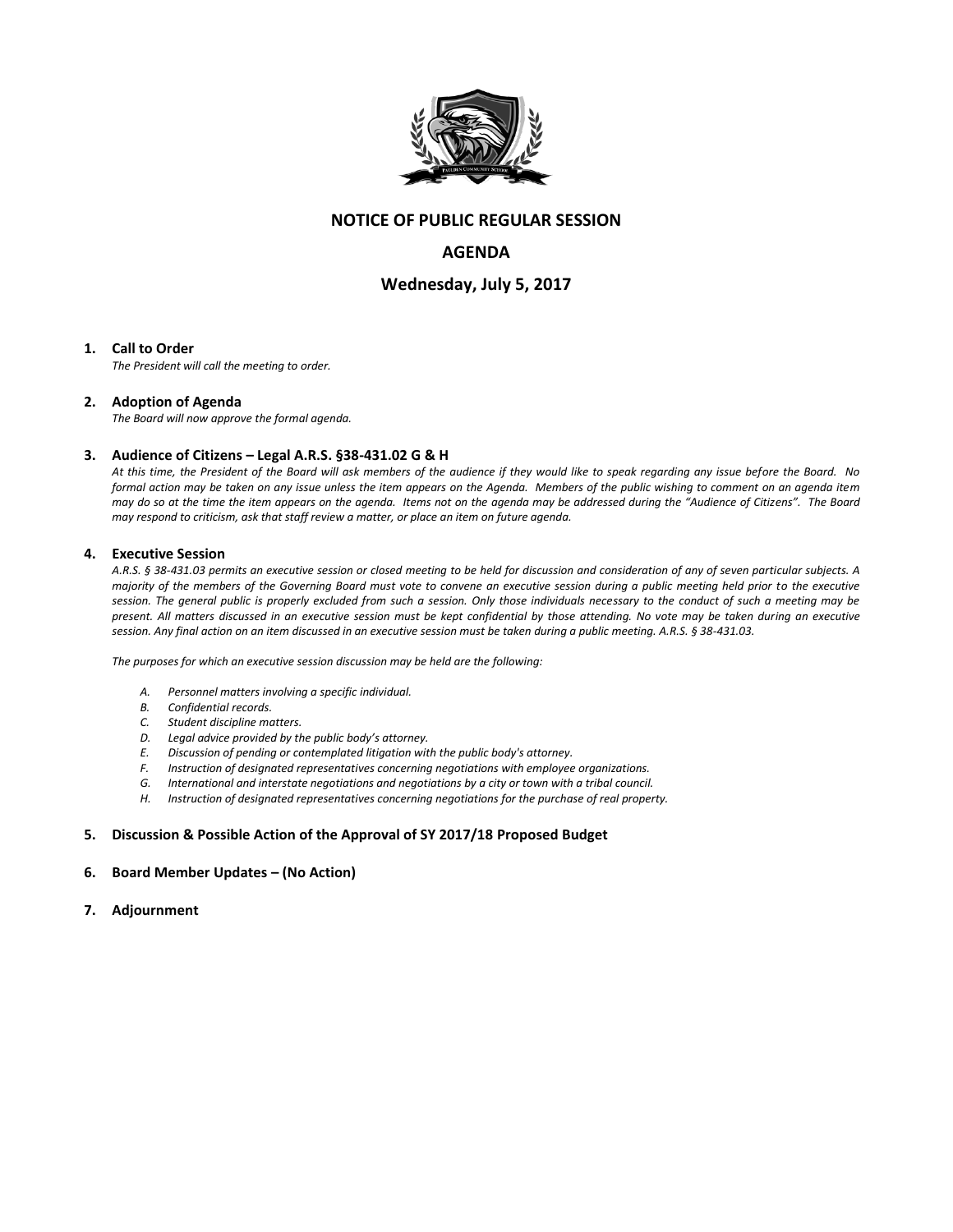## NOTICE OF PUBLIC REGULAR SESSION

## AGENDA

## Wednesday, July 5, 2017

1. **Call to Order**
   *The President will call the meeting to order.*

2. **Adoption of Agenda**
   *The Board will now approve the formal agenda.*

3. **Audience of Citizens – Legal A.R.S. §38-431.02 G & H**
   *At this time, the President of the Board will ask members of the audience if they would like to speak regarding any issue before the Board. No formal action may be taken on any issue unless the item appears on the Agenda. Members of the public wishing to comment on an agenda item may do so at the time the item appears on the agenda. Items not on the agenda may be addressed during the "Audience of Citizens". The Board may respond to criticism, ask that staff review a matter, or place an item on future agenda.*

4. **Executive Session**
   *A.R.S. § 38-431.03 permits an executive session or closed meeting to be held for discussion and consideration of any of seven particular subjects. A majority of the members of the Governing Board must vote to convene an executive session during a public meeting held prior to the executive session. The general public is properly excluded from such a session. Only those individuals necessary to the conduct of such a meeting may be present. All matters discussed in an executive session must be kept confidential by those attending. No vote may be taken during an executive session. Any final action on an item discussed in an executive session must be taken during a public meeting. A.R.S. § 38-431.03.*

   *The purposes for which an executive session discussion may be held are the following:*

   - A. *Personnel matters involving a specific individual.*
   - B. *Confidential records.*
   - C. *Student discipline matters.*
   - D. *Legal advice provided by the public body's attorney.*
   - E. *Discussion of pending or contemplated litigation with the public body's attorney.*
   - F. *Instruction of designated representatives concerning negotiations with employee organizations.*
   - G. *International and interstate negotiations and negotiations by a city or town with a tribal council.*
   - H. *Instruction of designated representatives concerning negotiations for the purchase of real property.*

5. **Discussion & Possible Action of the Approval of SY 2017/18 Proposed Budget**

6. **Board Member Updates – (No Action)**

7. **Adjournment**